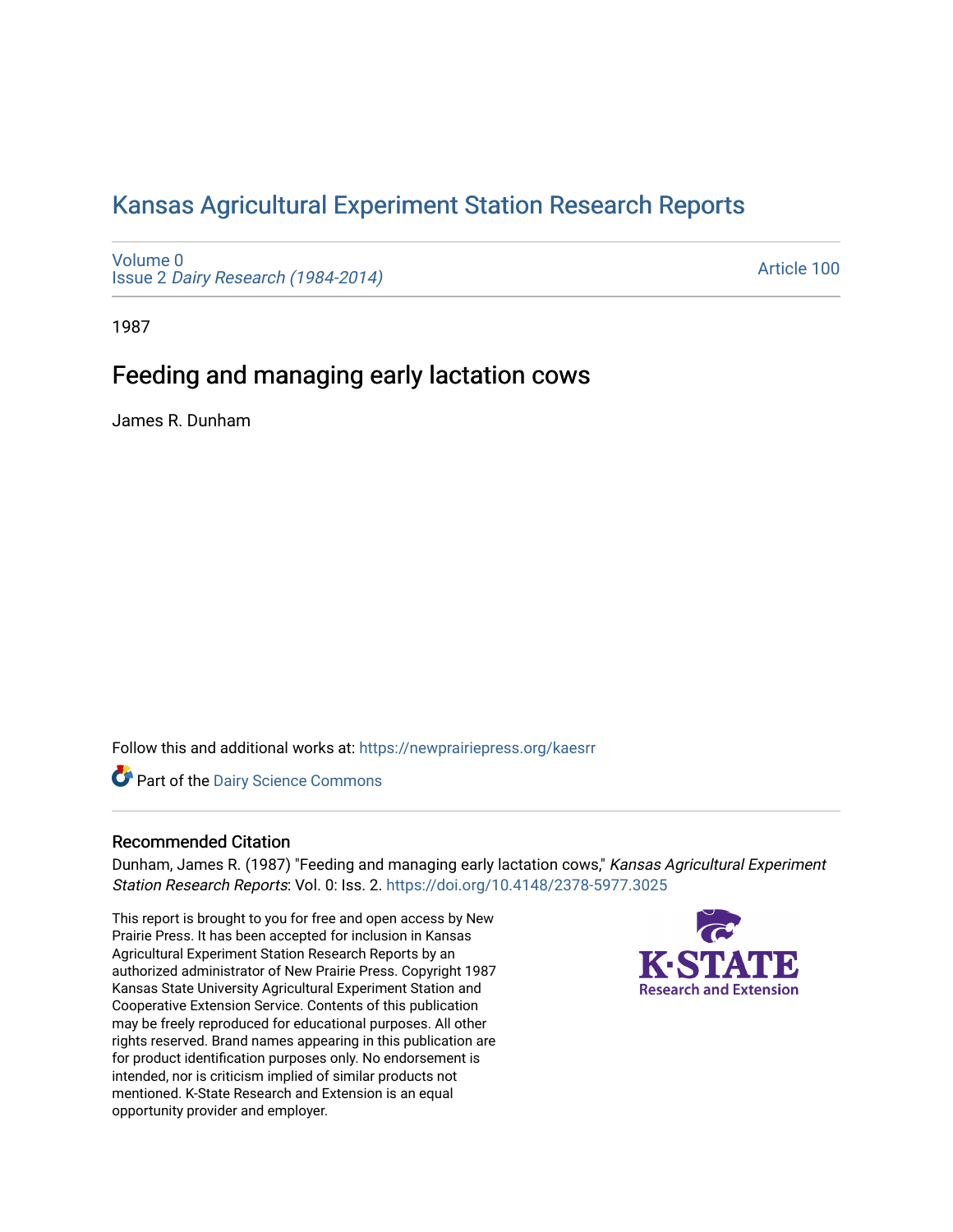# Kansas Agricultural Experiment Station Research Reports

Volume 0
Issue 2 *Dairy Research (1984-2014)*

Article 100

1987

## Feeding and managing early lactation cows

James R. Dunham

Follow this and additional works at: https://newprairiepress.org/kaesrr

Part of the Dairy Science Commons

### Recommended Citation

Dunham, James R. (1987) "Feeding and managing early lactation cows," *Kansas Agricultural Experiment Station Research Reports*: Vol. 0: Iss. 2. https://doi.org/10.4148/2378-5977.3025

This report is brought to you for free and open access by New Prairie Press. It has been accepted for inclusion in Kansas Agricultural Experiment Station Research Reports by an authorized administrator of New Prairie Press. Copyright 1987 Kansas State University Agricultural Experiment Station and Cooperative Extension Service. Contents of this publication may be freely reproduced for educational purposes. All other rights reserved. Brand names appearing in this publication are for product identification purposes only. No endorsement is intended, nor is criticism implied of similar products not mentioned. K-State Research and Extension is an equal opportunity provider and employer.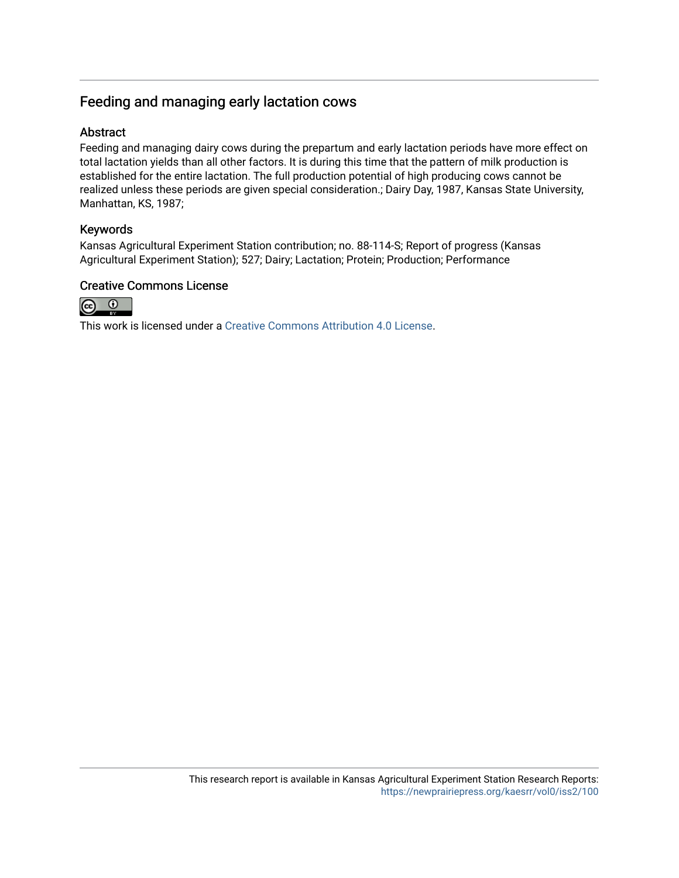## Feeding and managing early lactation cows

### Abstract

Feeding and managing dairy cows during the prepartum and early lactation periods have more effect on total lactation yields than all other factors. It is during this time that the pattern of milk production is established for the entire lactation. The full production potential of high producing cows cannot be realized unless these periods are given special consideration.; Dairy Day, 1987, Kansas State University, Manhattan, KS, 1987;

### Keywords

Kansas Agricultural Experiment Station contribution; no. 88-114-S; Report of progress (Kansas Agricultural Experiment Station); 527; Dairy; Lactation; Protein; Production; Performance

### Creative Commons License

This work is licensed under a Creative Commons Attribution 4.0 License.

This research report is available in Kansas Agricultural Experiment Station Research Reports: https://newprairiepress.org/kaesrr/vol0/iss2/100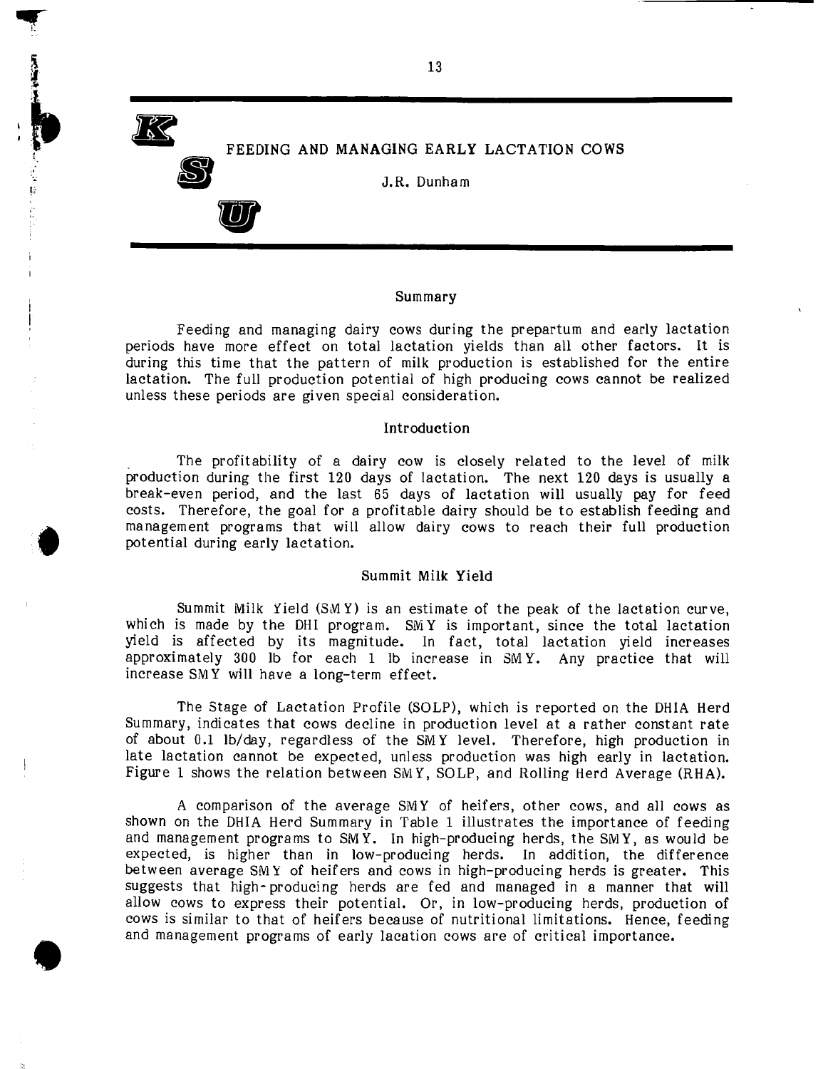# FEEDING AND MANAGING EARLY LACTATION COWS

J.R. Dunham

## Summary

Feeding and managing dairy cows during the prepartum and early lactation periods have more effect on total lactation yields than all other factors. It is during this time that the pattern of milk production is established for the entire lactation. The full production potential of high producing cows cannot be realized unless these periods are given special consideration.

## Introduction

The profitability of a dairy cow is closely related to the level of milk production during the first 120 days of lactation. The next 120 days is usually a break-even period, and the last 65 days of lactation will usually pay for feed costs. Therefore, the goal for a profitable dairy should be to establish feeding and management programs that will allow dairy cows to reach their full production potential during early lactation.

## Summit Milk Yield

Summit Milk Yield (SMY) is an estimate of the peak of the lactation curve, which is made by the DHI program. SMY is important, since the total lactation yield is affected by its magnitude. In fact, total lactation yield increases approximately 300 lb for each 1 lb increase in SMY. Any practice that will increase SMY will have a long-term effect.

The Stage of Lactation Profile (SOLP), which is reported on the DHIA Herd Summary, indicates that cows decline in production level at a rather constant rate of about 0.1 lb/day, regardless of the SMY level. Therefore, high production in late lactation cannot be expected, unless production was high early in lactation. Figure 1 shows the relation between SMY, SOLP, and Rolling Herd Average (RHA).

A comparison of the average SMY of heifers, other cows, and all cows as shown on the DHIA Herd Summary in Table 1 illustrates the importance of feeding and management programs to SMY. In high-producing herds, the SMY, as would be expected, is higher than in low-producing herds. In addition, the difference between average SMY of heifers and cows in high-producing herds is greater. This suggests that high-producing herds are fed and managed in a manner that will allow cows to express their potential. Or, in low-producing herds, production of cows is similar to that of heifers because of nutritional limitations. Hence, feeding and management programs of early lacation cows are of critical importance.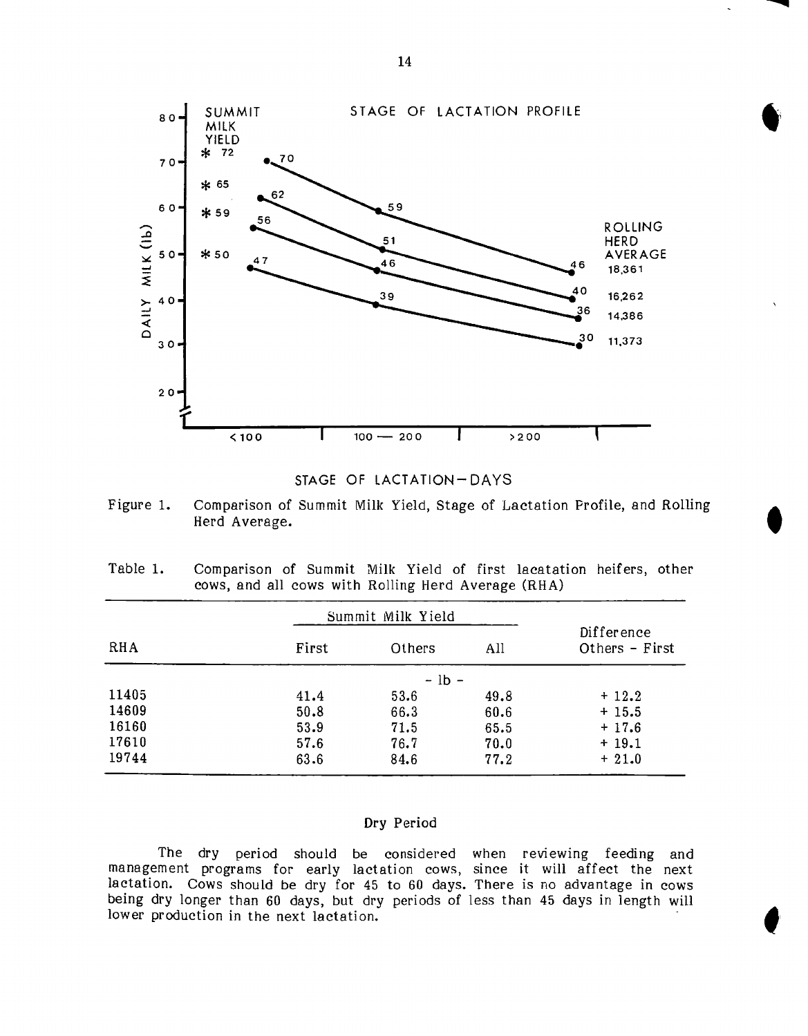Figure 1. Comparison of Summit Milk Yield, Stage of Lactation Profile, and Rolling Herd Average.

Table 1. Comparison of Summit Milk Yield of first lacatation heifers, other cows, and all cows with Rolling Herd Average (RHA)

| RHA | Summit Milk Yield | | | Difference Others - First |
|---|---|---|---|---|
| | First | Others | All | |
| | | - lb - | | |
| 11405 | 41.4 | 53.6 | 49.8 | + 12.2 |
| 14609 | 50.8 | 66.3 | 60.6 | + 15.5 |
| 16160 | 53.9 | 71.5 | 65.5 | + 17.6 |
| 17610 | 57.6 | 76.7 | 70.0 | + 19.1 |
| 19744 | 63.6 | 84.6 | 77.2 | + 21.0 |

## Dry Period

The dry period should be considered when reviewing feeding and management programs for early lactation cows, since it will affect the next lactation. Cows should be dry for 45 to 60 days. There is no advantage in cows being dry longer than 60 days, but dry periods of less than 45 days in length will lower production in the next lactation.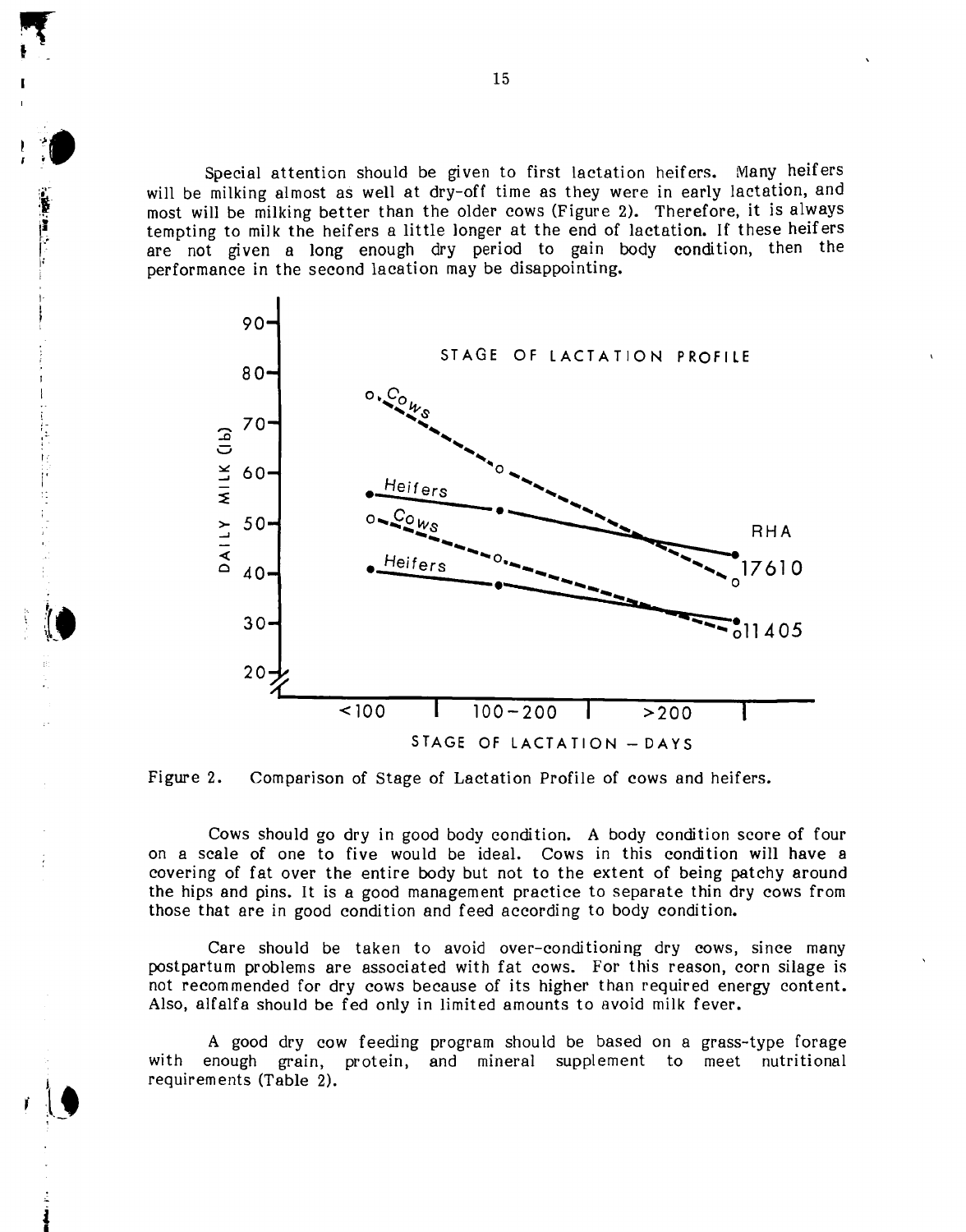Special attention should be given to first lactation heifers. Many heifers will be milking almost as well at dry-off time as they were in early lactation, and most will be milking better than the older cows (Figure 2). Therefore, it is always tempting to milk the heifers a little longer at the end of lactation. If these heifers are not given a long enough dry period to gain body condition, then the performance in the second lacation may be disappointing.

Figure 2. Comparison of Stage of Lactation Profile of cows and heifers.

Cows should go dry in good body condition. A body condition score of four on a scale of one to five would be ideal. Cows in this condition will have a covering of fat over the entire body but not to the extent of being patchy around the hips and pins. It is a good management practice to separate thin dry cows from those that are in good condition and feed according to body condition.

Care should be taken to avoid over-conditioning dry cows, since many postpartum problems are associated with fat cows. For this reason, corn silage is not recommended for dry cows because of its higher than required energy content. Also, alfalfa should be fed only in limited amounts to avoid milk fever.

A good dry cow feeding program should be based on a grass-type forage with enough grain, protein, and mineral supplement to meet nutritional requirements (Table 2).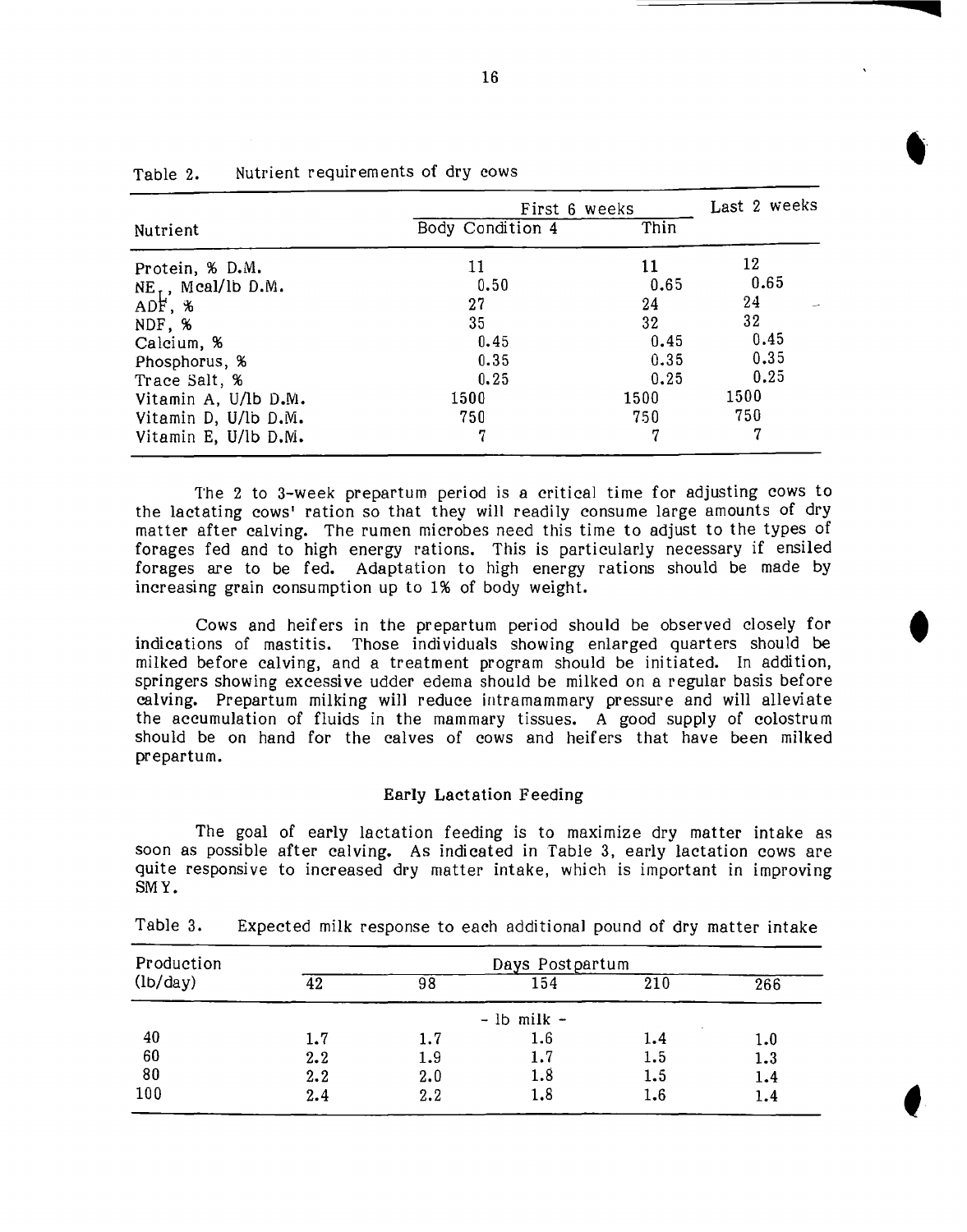Table 2. Nutrient requirements of dry cows

| Nutrient | First 6 weeks | | Last 2 weeks |
|---|---|---|---|
| | Body Condition 4 | Thin | |
| Protein, % D.M. | 11 | 11 | 12 |
| $NE_L$, Mcal/lb D.M. | 0.50 | 0.65 | 0.65 |
| ADF, % | 27 | 24 | 24 |
| NDF, % | 35 | 32 | 32 |
| Calcium, % | 0.45 | 0.45 | 0.45 |
| Phosphorus, % | 0.35 | 0.35 | 0.35 |
| Trace Salt, % | 0.25 | 0.25 | 0.25 |
| Vitamin A, U/lb D.M. | 1500 | 1500 | 1500 |
| Vitamin D, U/lb D.M. | 750 | 750 | 750 |
| Vitamin E, U/lb D.M. | 7 | 7 | 7 |

The 2 to 3-week prepartum period is a critical time for adjusting cows to the lactating cows' ration so that they will readily consume large amounts of dry matter after calving. The rumen microbes need this time to adjust to the types of forages fed and to high energy rations. This is particularly necessary if ensiled forages are to be fed. Adaptation to high energy rations should be made by increasing grain consumption up to 1% of body weight.

Cows and heifers in the prepartum period should be observed closely for indications of mastitis. Those individuals showing enlarged quarters should be milked before calving, and a treatment program should be initiated. In addition, springers showing excessive udder edema should be milked on a regular basis before calving. Prepartum milking will reduce intramammary pressure and will alleviate the accumulation of fluids in the mammary tissues. A good supply of colostrum should be on hand for the calves of cows and heifers that have been milked prepartum.

### Early Lactation Feeding

The goal of early lactation feeding is to maximize dry matter intake as soon as possible after calving. As indicated in Table 3, early lactation cows are quite responsive to increased dry matter intake, which is important in improving SMY.

Table 3. Expected milk response to each additional pound of dry matter intake

| Production (lb/day) | Days Postpartum | | | | |
|---|---|---|---|---|---|
| | 42 | 98 | 154 | 210 | 266 |
| | | | - lb milk - | | |
| 40 | 1.7 | 1.7 | 1.6 | 1.4 | 1.0 |
| 60 | 2.2 | 1.9 | 1.7 | 1.5 | 1.3 |
| 80 | 2.2 | 2.0 | 1.8 | 1.5 | 1.4 |
| 100 | 2.4 | 2.2 | 1.8 | 1.6 | 1.4 |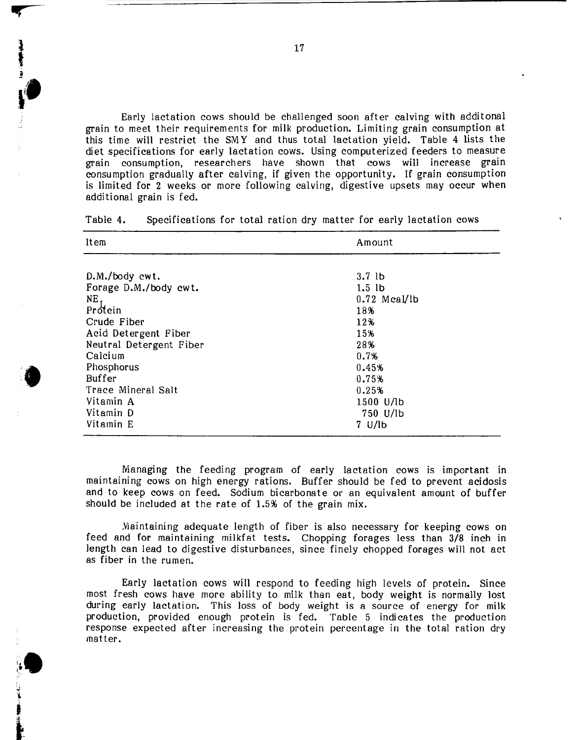Early lactation cows should be challenged soon after calving with additonal grain to meet their requirements for milk production. Limiting grain consumption at this time will restrict the SMY and thus total lactation yield. Table 4 lists the diet specifications for early lactation cows. Using computerized feeders to measure grain consumption, researchers have shown that cows will increase grain consumption gradually after calving, if given the opportunity. If grain consumption is limited for 2 weeks or more following calving, digestive upsets may occur when additional grain is fed.

Table 4. Specifications for total ration dry matter for early lactation cows

| Item | Amount |
|---|---|
| D.M./body cwt. | 3.7 lb |
| Forage D.M./body cwt. | 1.5 lb |
| $NE_L$ | 0.72 Mcal/lb |
| Protein | 18% |
| Crude Fiber | 12% |
| Acid Detergent Fiber | 15% |
| Neutral Detergent Fiber | 28% |
| Calcium | 0.7% |
| Phosphorus | 0.45% |
| Buffer | 0.75% |
| Trace Mineral Salt | 0.25% |
| Vitamin A | 1500 U/lb |
| Vitamin D | 750 U/lb |
| Vitamin E | 7 U/lb |

Managing the feeding program of early lactation cows is important in maintaining cows on high energy rations. Buffer should be fed to prevent acidosis and to keep cows on feed. Sodium bicarbonate or an equivalent amount of buffer should be included at the rate of 1.5% of the grain mix.

Maintaining adequate length of fiber is also necessary for keeping cows on feed and for maintaining milkfat tests. Chopping forages less than 3/8 inch in length can lead to digestive disturbances, since finely chopped forages will not act as fiber in the rumen.

Early lactation cows will respond to feeding high levels of protein. Since most fresh cows have more ability to milk than eat, body weight is normally lost during early lactation. This loss of body weight is a source of energy for milk production, provided enough protein is fed. Table 5 indicates the production response expected after increasing the protein percentage in the total ration dry matter.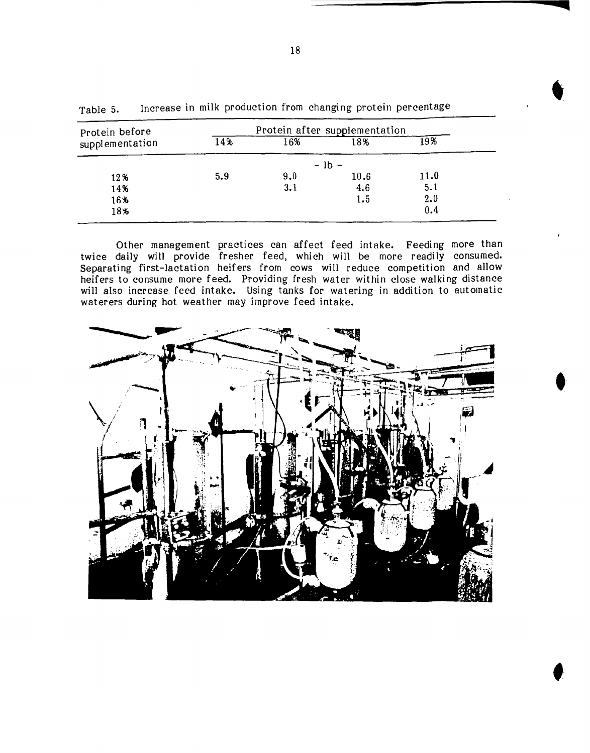Table 5. Increase in milk production from changing protein percentage

| Protein before supplementation | Protein after supplementation | | | |
|---|---|---|---|---|
| | 14% | 16% | 18% | 19% |
| | | | - lb - | |
| 12% | 5.9 | 9.0 | 10.6 | 11.0 |
| 14% | | 3.1 | 4.6 | 5.1 |
| 16% | | | 1.5 | 2.0 |
| 18% | | | | 0.4 |

Other management practices can affect feed intake. Feeding more than twice daily will provide fresher feed, which will be more readily consumed. Separating first-lactation heifers from cows will reduce competition and allow heifers to consume more feed. Providing fresh water within close walking distance will also increase feed intake. Using tanks for watering in addition to automatic waterers during hot weather may improve feed intake.